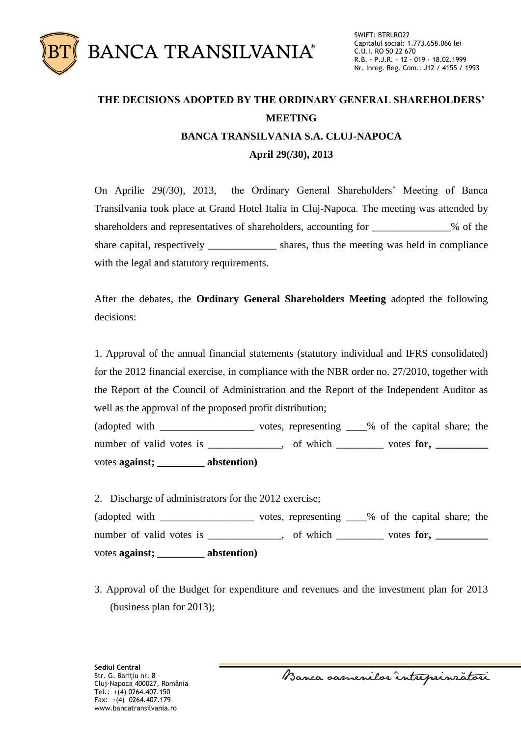**THE DECISIONS ADOPTED BY THE ORDINARY GENERAL SHAREHOLDERS' MEETING**

**BANCA TRANSILVANIA S.A. CLUJ-NAPOCA**

**April 29(/30), 2013**

On Aprilie 29(/30), 2013, the Ordinary General Shareholders' Meeting of Banca Transilvania took place at Grand Hotel Italia in Cluj-Napoca. The meeting was attended by shareholders and representatives of shareholders, accounting for _______________% of the share capital, respectively _____________ shares, thus the meeting was held in compliance with the legal and statutory requirements.

After the debates, the **Ordinary General Shareholders Meeting** adopted the following decisions:

1. Approval of the annual financial statements (statutory individual and IFRS consolidated) for the 2012 financial exercise, in compliance with the NBR order no. 27/2010, together with the Report of the Council of Administration and the Report of the Independent Auditor as well as the approval of the proposed profit distribution;

(adopted with __________________ votes, representing ____% of the capital share; the number of valid votes is ______________, of which _________ votes **for, __________** votes **against; _________ abstention)**

2. Discharge of administrators for the 2012 exercise;

(adopted with __________________ votes, representing ____% of the capital share; the number of valid votes is ______________, of which _________ votes **for, __________** votes **against; _________ abstention)**

3. Approval of the Budget for expenditure and revenues and the investment plan for 2013 (business plan for 2013);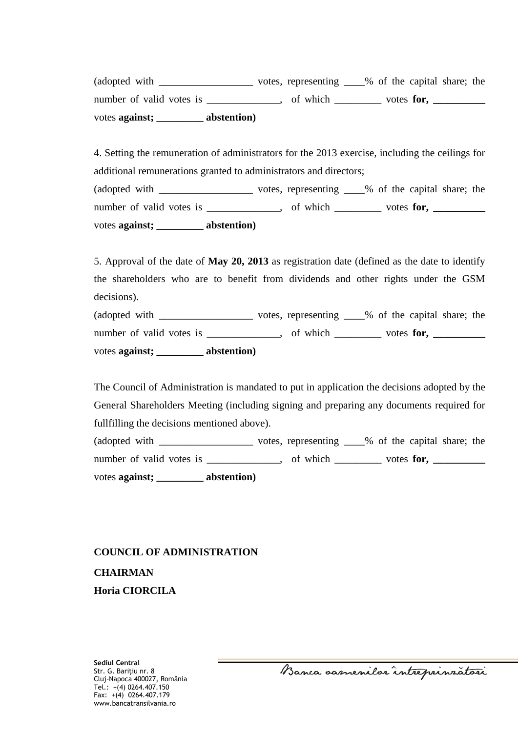(adopted with __________________ votes, representing ____% of the capital share; the number of valid votes is ______________, of which _________ votes **for, __________** votes **against; _________ abstention)**

4. Setting the remuneration of administrators for the 2013 exercise, including the ceilings for additional remunerations granted to administrators and directors;
(adopted with __________________ votes, representing ____% of the capital share; the number of valid votes is ______________, of which _________ votes **for, __________** votes **against; _________ abstention)**

5. Approval of the date of **May 20, 2013** as registration date (defined as the date to identify the shareholders who are to benefit from dividends and other rights under the GSM decisions).
(adopted with __________________ votes, representing ____% of the capital share; the number of valid votes is ______________, of which _________ votes **for, __________** votes **against; _________ abstention)**

The Council of Administration is mandated to put in application the decisions adopted by the General Shareholders Meeting (including signing and preparing any documents required for fullfilling the decisions mentioned above).
(adopted with __________________ votes, representing ____% of the capital share; the number of valid votes is ______________, of which _________ votes **for, __________** votes **against; _________ abstention)**

**COUNCIL OF ADMINISTRATION**

**CHAIRMAN**

**Horia CIORCILA**